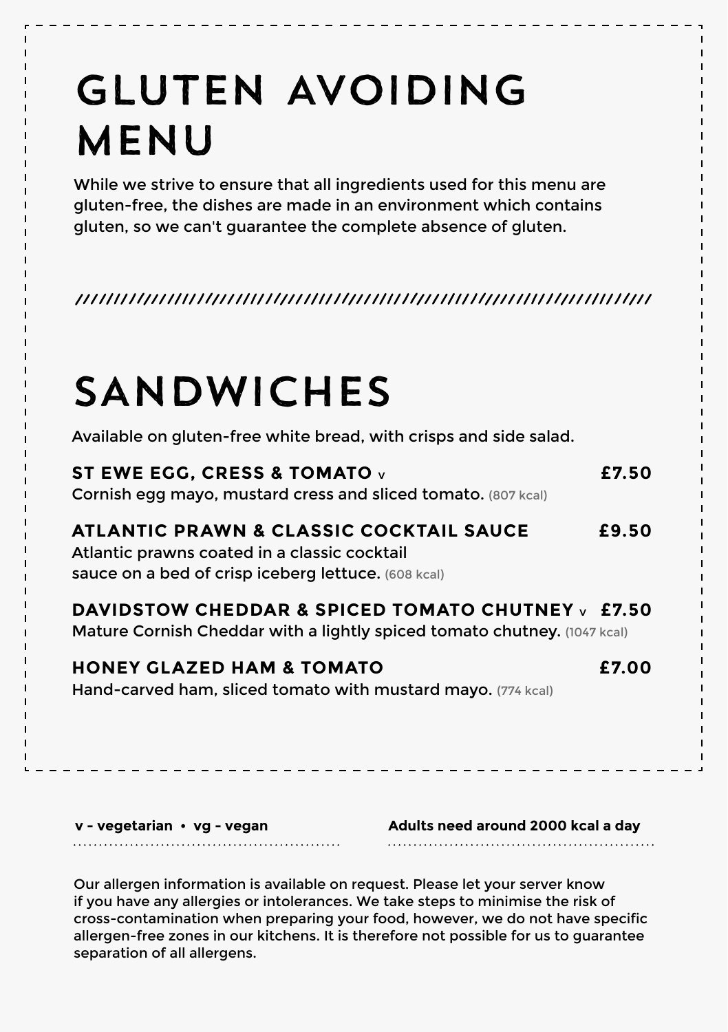# GLUTEN AVOIDING MENU

While we strive to ensure that all ingredients used for this menu are gluten-free, the dishes are made in an environment which contains gluten, so we can't guarantee the complete absence of gluten.

## SANDWICHES

Available on gluten-free white bread, with crisps and side salad.

**ST EWE EGG, CRESS & TOMATO** v — **£7.50**
Cornish egg mayo, mustard cress and sliced tomato. (807 kcal)

**ATLANTIC PRAWN & CLASSIC COCKTAIL SAUCE** — **£9.50**
Atlantic prawns coated in a classic cocktail sauce on a bed of crisp iceberg lettuce. (608 kcal)

**DAVIDSTOW CHEDDAR & SPICED TOMATO CHUTNEY** v — **£7.50**
Mature Cornish Cheddar with a lightly spiced tomato chutney. (1047 kcal)

**HONEY GLAZED HAM & TOMATO** — **£7.00**
Hand-carved ham, sliced tomato with mustard mayo. (774 kcal)

**v - vegetarian • vg - vegan**

**Adults need around 2000 kcal a day**

Our allergen information is available on request. Please let your server know if you have any allergies or intolerances. We take steps to minimise the risk of cross-contamination when preparing your food, however, we do not have specific allergen-free zones in our kitchens. It is therefore not possible for us to guarantee separation of all allergens.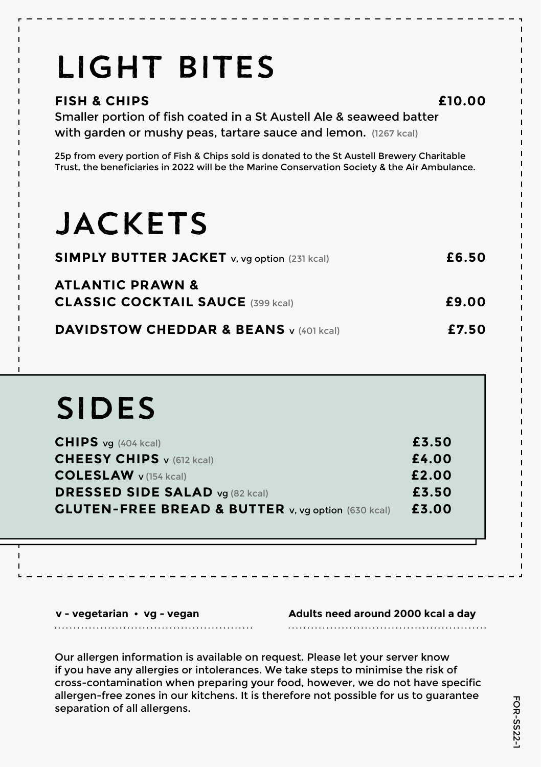# LIGHT BITES

**FISH & CHIPS** **£10.00**
Smaller portion of fish coated in a St Austell Ale & seaweed batter with garden or mushy peas, tartare sauce and lemon. (1267 kcal)

25p from every portion of Fish & Chips sold is donated to the St Austell Brewery Charitable Trust, the beneficiaries in 2022 will be the Marine Conservation Society & the Air Ambulance.

# JACKETS

**SIMPLY BUTTER JACKET** v, vg option (231 kcal) **£6.50**

**ATLANTIC PRAWN & CLASSIC COCKTAIL SAUCE** (399 kcal) **£9.00**

**DAVIDSTOW CHEDDAR & BEANS** v (401 kcal) **£7.50**

# SIDES

**CHIPS** vg (404 kcal) **£3.50**
**CHEESY CHIPS** v (612 kcal) **£4.00**
**COLESLAW** v (154 kcal) **£2.00**
**DRESSED SIDE SALAD** vg (82 kcal) **£3.50**
**GLUTEN-FREE BREAD & BUTTER** v, vg option (630 kcal) **£3.00**

**v - vegetarian • vg - vegan**

**Adults need around 2000 kcal a day**

Our allergen information is available on request. Please let your server know if you have any allergies or intolerances. We take steps to minimise the risk of cross-contamination when preparing your food, however, we do not have specific allergen-free zones in our kitchens. It is therefore not possible for us to guarantee separation of all allergens.

FOR-SS22-1